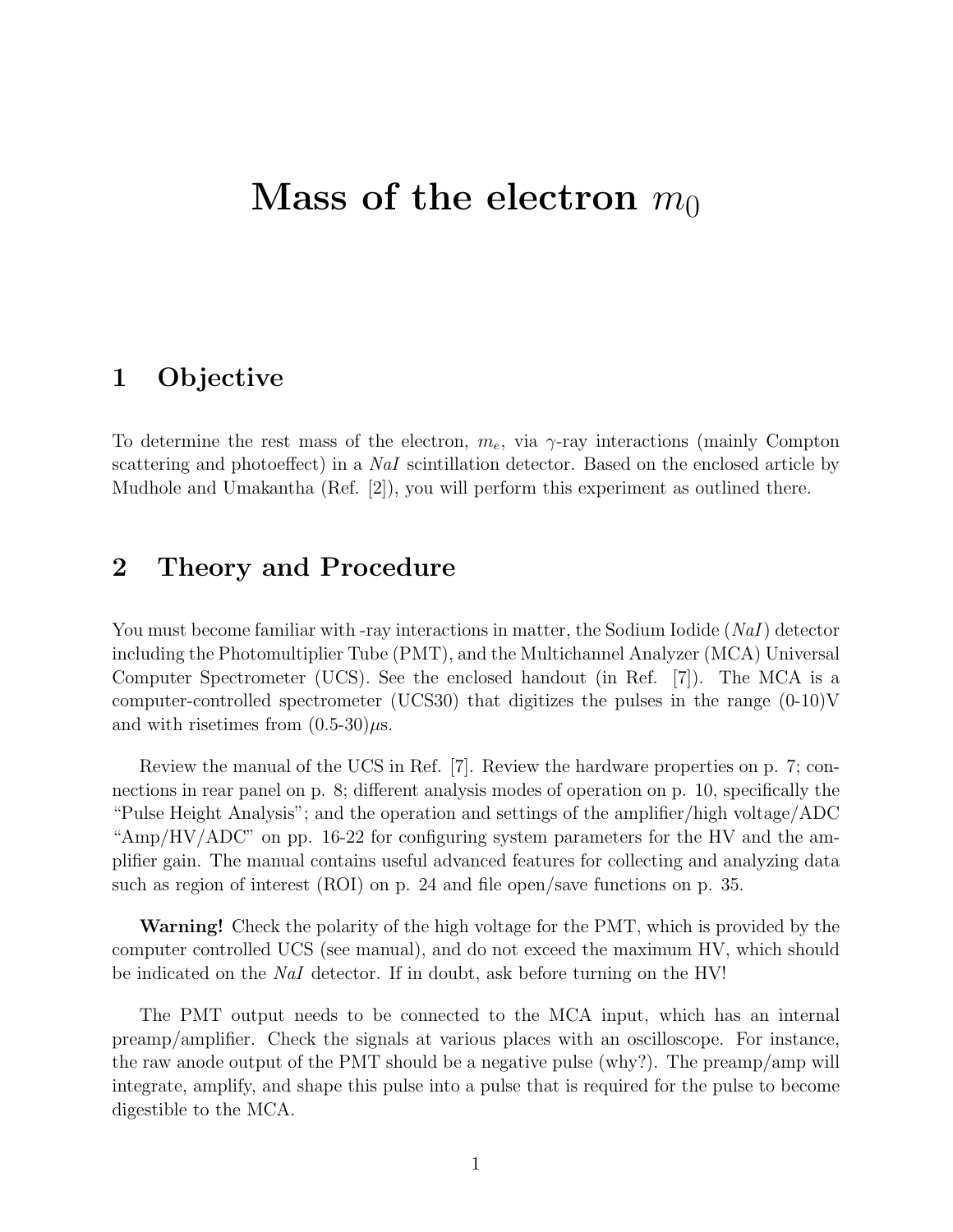# Mass of the electron $m_0$

## 1 Objective

To determine the rest mass of the electron, $m_e$, via $\gamma$-ray interactions (mainly Compton scattering and photoeffect) in a *NaI* scintillation detector. Based on the enclosed article by Mudhole and Umakantha (Ref. [2]), you will perform this experiment as outlined there.

## 2 Theory and Procedure

You must become familiar with -ray interactions in matter, the Sodium Iodide (*NaI*) detector including the Photomultiplier Tube (PMT), and the Multichannel Analyzer (MCA) Universal Computer Spectrometer (UCS). See the enclosed handout (in Ref. [7]). The MCA is a computer-controlled spectrometer (UCS30) that digitizes the pulses in the range (0-10)V and with risetimes from (0.5-30)$\mu$s.

Review the manual of the UCS in Ref. [7]. Review the hardware properties on p. 7; connections in rear panel on p. 8; different analysis modes of operation on p. 10, specifically the "Pulse Height Analysis"; and the operation and settings of the amplifier/high voltage/ADC "Amp/HV/ADC" on pp. 16-22 for configuring system parameters for the HV and the amplifier gain. The manual contains useful advanced features for collecting and analyzing data such as region of interest (ROI) on p. 24 and file open/save functions on p. 35.

**Warning!** Check the polarity of the high voltage for the PMT, which is provided by the computer controlled UCS (see manual), and do not exceed the maximum HV, which should be indicated on the *NaI* detector. If in doubt, ask before turning on the HV!

The PMT output needs to be connected to the MCA input, which has an internal preamp/amplifier. Check the signals at various places with an oscilloscope. For instance, the raw anode output of the PMT should be a negative pulse (why?). The preamp/amp will integrate, amplify, and shape this pulse into a pulse that is required for the pulse to become digestible to the MCA.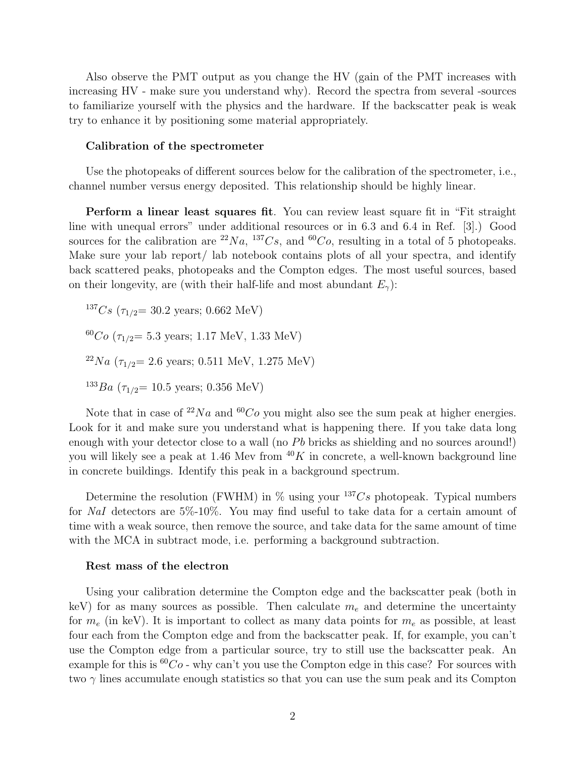Also observe the PMT output as you change the HV (gain of the PMT increases with increasing HV - make sure you understand why). Record the spectra from several -sources to familiarize yourself with the physics and the hardware. If the backscatter peak is weak try to enhance it by positioning some material appropriately.

### Calibration of the spectrometer

Use the photopeaks of different sources below for the calibration of the spectrometer, i.e., channel number versus energy deposited. This relationship should be highly linear.

**Perform a linear least squares fit**. You can review least square fit in "Fit straight line with unequal errors" under additional resources or in 6.3 and 6.4 in Ref. [3].) Good sources for the calibration are $^{22}Na$, $^{137}Cs$, and $^{60}Co$, resulting in a total of 5 photopeaks. Make sure your lab report/ lab notebook contains plots of all your spectra, and identify back scattered peaks, photopeaks and the Compton edges. The most useful sources, based on their longevity, are (with their half-life and most abundant $E_\gamma$):

$^{137}Cs$ ($\tau_{1/2}$= 30.2 years; 0.662 MeV)

$^{60}Co$ ($\tau_{1/2}$= 5.3 years; 1.17 MeV, 1.33 MeV)

$^{22}Na$ ($\tau_{1/2}$= 2.6 years; 0.511 MeV, 1.275 MeV)

$^{133}Ba$ ($\tau_{1/2}$= 10.5 years; 0.356 MeV)

Note that in case of $^{22}Na$ and $^{60}Co$ you might also see the sum peak at higher energies. Look for it and make sure you understand what is happening there. If you take data long enough with your detector close to a wall (no $Pb$ bricks as shielding and no sources around!) you will likely see a peak at 1.46 Mev from $^{40}K$ in concrete, a well-known background line in concrete buildings. Identify this peak in a background spectrum.

Determine the resolution (FWHM) in % using your $^{137}Cs$ photopeak. Typical numbers for $NaI$ detectors are 5%-10%. You may find useful to take data for a certain amount of time with a weak source, then remove the source, and take data for the same amount of time with the MCA in subtract mode, i.e. performing a background subtraction.

### Rest mass of the electron

Using your calibration determine the Compton edge and the backscatter peak (both in keV) for as many sources as possible. Then calculate $m_e$ and determine the uncertainty for $m_e$ (in keV). It is important to collect as many data points for $m_e$ as possible, at least four each from the Compton edge and from the backscatter peak. If, for example, you can't use the Compton edge from a particular source, try to still use the backscatter peak. An example for this is $^{60}Co$ - why can't you use the Compton edge in this case? For sources with two $\gamma$ lines accumulate enough statistics so that you can use the sum peak and its Compton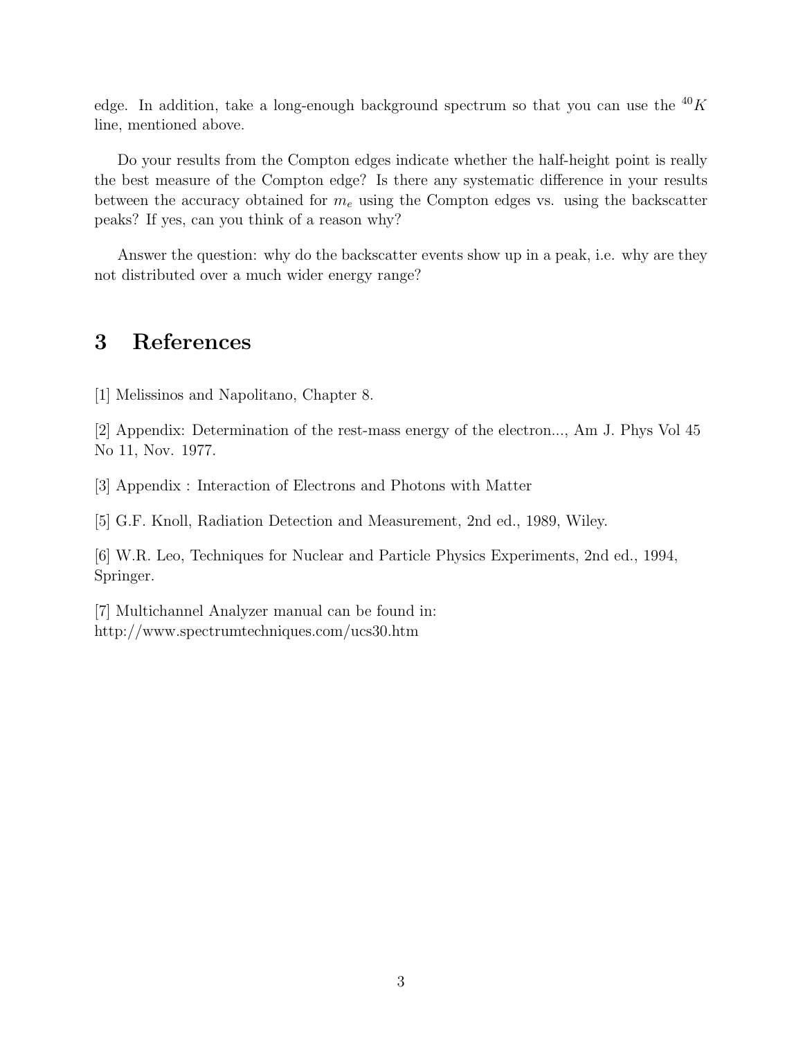edge. In addition, take a long-enough background spectrum so that you can use the $^{40}K$ line, mentioned above.

Do your results from the Compton edges indicate whether the half-height point is really the best measure of the Compton edge? Is there any systematic difference in your results between the accuracy obtained for $m_e$ using the Compton edges vs. using the backscatter peaks? If yes, can you think of a reason why?

Answer the question: why do the backscatter events show up in a peak, i.e. why are they not distributed over a much wider energy range?

# 3 References

[1] Melissinos and Napolitano, Chapter 8.

[2] Appendix: Determination of the rest-mass energy of the electron..., Am J. Phys Vol 45 No 11, Nov. 1977.

[3] Appendix : Interaction of Electrons and Photons with Matter

[5] G.F. Knoll, Radiation Detection and Measurement, 2nd ed., 1989, Wiley.

[6] W.R. Leo, Techniques for Nuclear and Particle Physics Experiments, 2nd ed., 1994, Springer.

[7] Multichannel Analyzer manual can be found in:
http://www.spectrumtechniques.com/ucs30.htm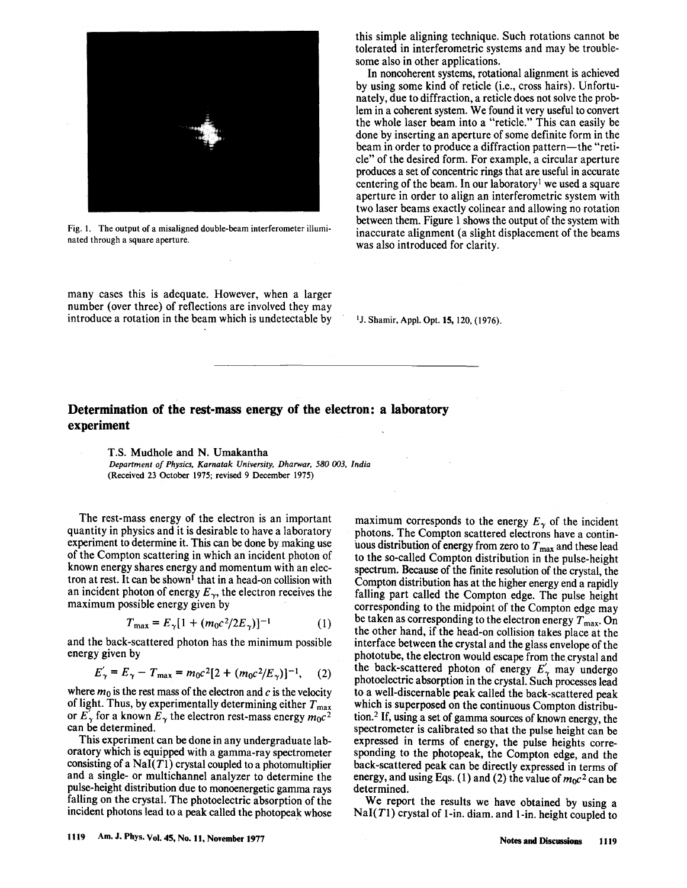Fig. 1. The output of a misaligned double-beam interferometer illuminated through a square aperture.

many cases this is adequate. However, when a larger number (over three) of reflections are involved they may introduce a rotation in the beam which is undetectable by this simple aligning technique. Such rotations cannot be tolerated in interferometric systems and may be troublesome also in other applications.

In noncoherent systems, rotational alignment is achieved by using some kind of reticle (i.e., cross hairs). Unfortunately, due to diffraction, a reticle does not solve the problem in a coherent system. We found it very useful to convert the whole laser beam into a "reticle." This can easily be done by inserting an aperture of some definite form in the beam in order to produce a diffraction pattern—the "reticle" of the desired form. For example, a circular aperture produces a set of concentric rings that are useful in accurate centering of the beam. In our laboratory[1] we used a square aperture in order to align an interferometric system with two laser beams exactly colinear and allowing no rotation between them. Figure 1 shows the output of the system with inaccurate alignment (a slight displacement of the beams was also introduced for clarity.

[1] J. Shamir, Appl. Opt. **15**, 120, (1976).

---

## Determination of the rest-mass energy of the electron: a laboratory experiment

T.S. Mudhole and N. Umakantha

*Department of Physics, Karnatak University, Dharwar, 580 003, India*
(Received 23 October 1975; revised 9 December 1975)

The rest-mass energy of the electron is an important quantity in physics and it is desirable to have a laboratory experiment to determine it. This can be done by making use of the Compton scattering in which an incident photon of known energy shares energy and momentum with an electron at rest. It can be shown[1] that in a head-on collision with an incident photon of energy $E_\gamma$, the electron receives the maximum possible energy given by

$$T_{\max} = E_\gamma[1 + (m_0c^2/2E_\gamma)]^{-1} \qquad (1)$$

and the back-scattered photon has the minimum possible energy given by

$$E'_\gamma = E_\gamma - T_{\max} = m_0c^2[2 + (m_0c^2/E_\gamma)]^{-1}, \qquad (2)$$

where $m_0$ is the rest mass of the electron and $c$ is the velocity of light. Thus, by experimentally determining either $T_{\max}$ or $E'_\gamma$ for a known $E_\gamma$ the electron rest-mass energy $m_0c^2$ can be determined.

This experiment can be done in any undergraduate laboratory which is equipped with a gamma-ray spectrometer consisting of a NaI($Tl$) crystal coupled to a photomultiplier and a single- or multichannel analyzer to determine the pulse-height distribution due to monoenergetic gamma rays falling on the crystal. The photoelectric absorption of the incident photons lead to a peak called the photopeak whose maximum corresponds to the energy $E_\gamma$ of the incident photons. The Compton scattered electrons have a continuous distribution of energy from zero to $T_{\max}$ and these lead to the so-called Compton distribution in the pulse-height spectrum. Because of the finite resolution of the crystal, the Compton distribution has at the higher energy end a rapidly falling part called the Compton edge. The pulse height corresponding to the midpoint of the Compton edge may be taken as corresponding to the electron energy $T_{\max}$. On the other hand, if the head-on collision takes place at the interface between the crystal and the glass envelope of the phototube, the electron would escape from the crystal and the back-scattered photon of energy $E'_\gamma$ may undergo photoelectric absorption in the crystal. Such processes lead to a well-discernable peak called the back-scattered peak which is superposed on the continuous Compton distribution.[2] If, using a set of gamma sources of known energy, the spectrometer is calibrated so that the pulse height can be expressed in terms of energy, the pulse heights corresponding to the photopeak, the Compton edge, and the back-scattered peak can be directly expressed in terms of energy, and using Eqs. (1) and (2) the value of $m_0c^2$ can be determined.

We report the results we have obtained by using a NaI($Tl$) crystal of 1-in. diam. and 1-in. height coupled to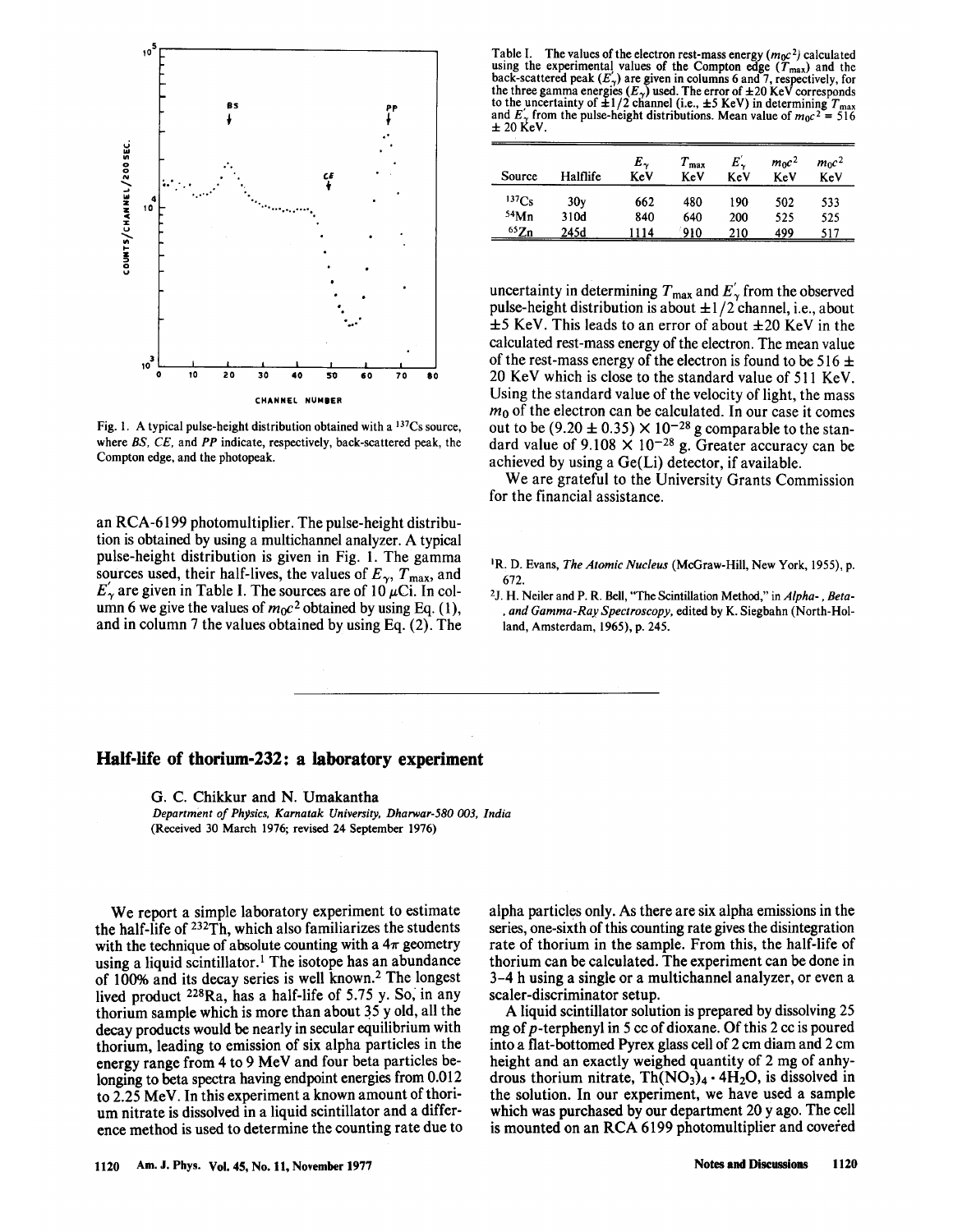$10^5$

BS

PP

CE

COUNTS/CHANNEL/200 SEC.

$10^4$

$10^3$

0 10 20 30 40 50 60 70 80

CHANNEL NUMBER

Fig. 1. A typical pulse-height distribution obtained with a $^{137}$Cs source, where *BS*, *CE*, and *PP* indicate, respectively, back-scattered peak, the Compton edge, and the photopeak.

an RCA-6199 photomultiplier. The pulse-height distribution is obtained by using a multichannel analyzer. A typical pulse-height distribution is given in Fig. 1. The gamma sources used, their half-lives, the values of $E_\gamma$, $T_{max}$, and $E'_\gamma$ are given in Table I. The sources are of 10 $\mu$Ci. In column 6 we give the values of $m_0c^2$ obtained by using Eq. (1), and in column 7 the values obtained by using Eq. (2). The

Table I. The values of the electron rest-mass energy ($m_0c^2$) calculated using the experimental values of the Compton edge ($T_{max}$) and the back-scattered peak ($E'_\gamma$) are given in columns 6 and 7, respectively, for the three gamma energies ($E_\gamma$) used. The error of $\pm$20 KeV corresponds to the uncertainty of $\pm$1/2 channel (i.e., $\pm$5 KeV) in determining $T_{max}$ and $E'_\gamma$ from the pulse-height distributions. Mean value of $m_0c^2$ = 516 $\pm$ 20 KeV.

| Source | Halflife | $E_\gamma$ KeV | $T_{max}$ KeV | $E'_\gamma$ KeV | $m_0c^2$ KeV | $m_0c^2$ KeV |
|---|---|---|---|---|---|---|
| $^{137}$Cs | 30y | 662 | 480 | 190 | 502 | 533 |
| $^{54}$Mn | 310d | 840 | 640 | 200 | 525 | 525 |
| $^{65}$Zn | 245d | 1114 | 910 | 210 | 499 | 517 |

uncertainty in determining $T_{max}$ and $E'_\gamma$ from the observed pulse-height distribution is about $\pm$1/2 channel, i.e., about $\pm$5 KeV. This leads to an error of about $\pm$20 KeV in the calculated rest-mass energy of the electron. The mean value of the rest-mass energy of the electron is found to be 516 $\pm$ 20 KeV which is close to the standard value of 511 KeV. Using the standard value of the velocity of light, the mass $m_0$ of the electron can be calculated. In our case it comes out to be $(9.20 \pm 0.35) \times 10^{-28}$ g comparable to the standard value of $9.108 \times 10^{-28}$ g. Greater accuracy can be achieved by using a Ge(Li) detector, if available.

We are grateful to the University Grants Commission for the financial assistance.

[1] R. D. Evans, *The Atomic Nucleus* (McGraw-Hill, New York, 1955), p. 672.

[2] J. H. Neiler and P. R. Bell, "The Scintillation Method," in *Alpha-, Beta-, and Gamma-Ray Spectroscopy*, edited by K. Siegbahn (North-Holland, Amsterdam, 1965), p. 245.

## Half-life of thorium-232: a laboratory experiment

G. C. Chikkur and N. Umakantha

*Department of Physics, Karnatak University, Dharwar-580 003, India*
(Received 30 March 1976; revised 24 September 1976)

We report a simple laboratory experiment to estimate the half-life of $^{232}$Th, which also familiarizes the students with the technique of absolute counting with a $4\pi$ geometry using a liquid scintillator.[1] The isotope has an abundance of 100% and its decay series is well known.[2] The longest lived product $^{228}$Ra, has a half-life of 5.75 y. So, in any thorium sample which is more than about 35 y old, all the decay products would be nearly in secular equilibrium with thorium, leading to emission of six alpha particles in the energy range from 4 to 9 MeV and four beta particles belonging to beta spectra having endpoint energies from 0.012 to 2.25 MeV. In this experiment a known amount of thorium nitrate is dissolved in a liquid scintillator and a difference method is used to determine the counting rate due to alpha particles only. As there are six alpha emissions in the series, one-sixth of this counting rate gives the disintegration rate of thorium in the sample. From this, the half-life of thorium can be calculated. The experiment can be done in 3–4 h using a single or a multichannel analyzer, or even a scaler-discriminator setup.

A liquid scintillator solution is prepared by dissolving 25 mg of *p*-terphenyl in 5 cc of dioxane. Of this 2 cc is poured into a flat-bottomed Pyrex glass cell of 2 cm diam and 2 cm height and an exactly weighed quantity of 2 mg of anhydrous thorium nitrate, $Th(NO_3)_4 \cdot 4H_2O$, is dissolved in the solution. In our experiment, we have used a sample which was purchased by our department 20 y ago. The cell is mounted on an RCA 6199 photomultiplier and covered